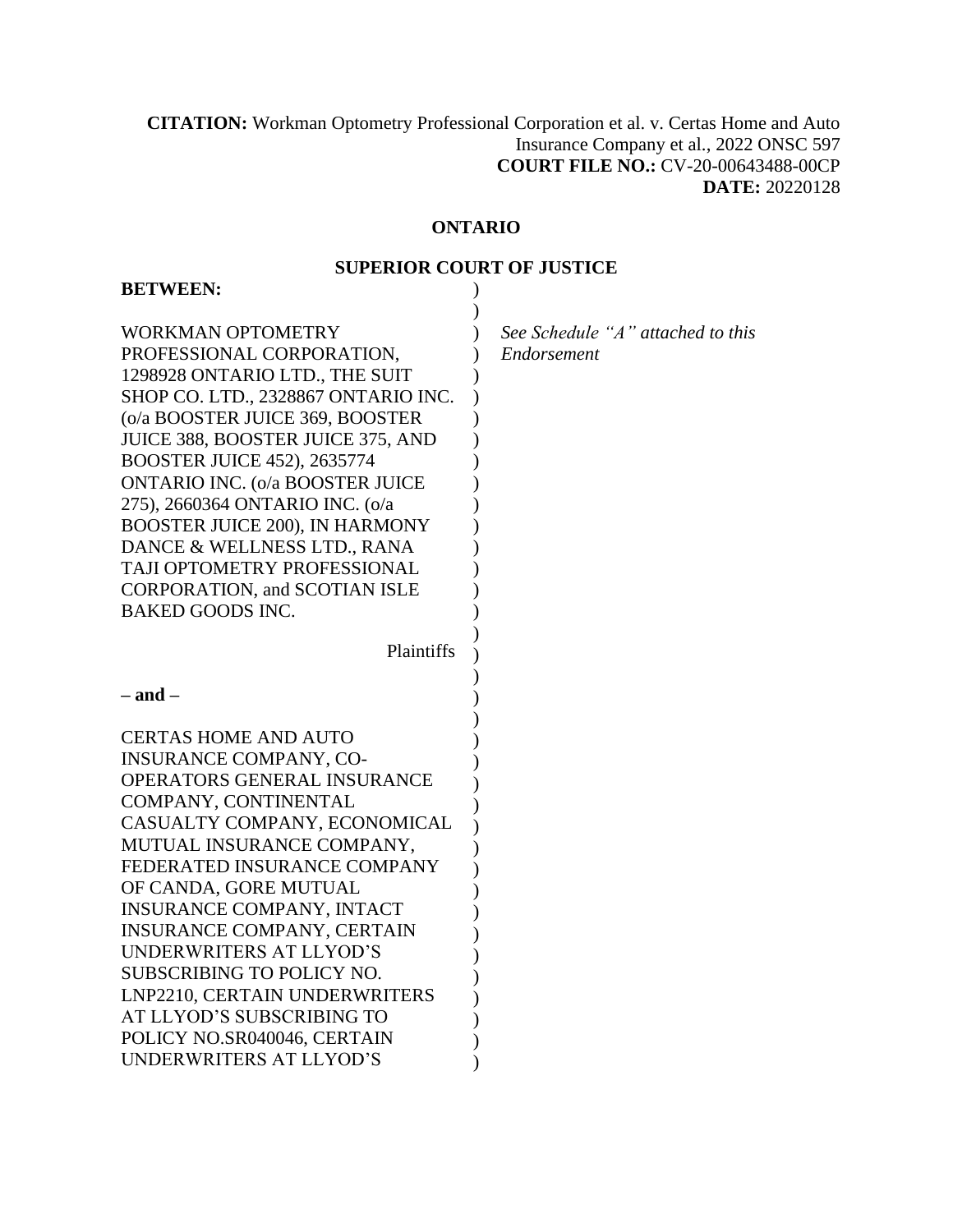**CITATION:** Workman Optometry Professional Corporation et al. v. Certas Home and Auto Insurance Company et al., 2022 ONSC 597
**COURT FILE NO.:** CV-20-00643488-00CP
**DATE:** 20220128

**ONTARIO**

**SUPERIOR COURT OF JUSTICE**

**BETWEEN:**

WORKMAN OPTOMETRY PROFESSIONAL CORPORATION, 1298928 ONTARIO LTD., THE SUIT SHOP CO. LTD., 2328867 ONTARIO INC. (o/a BOOSTER JUICE 369, BOOSTER JUICE 388, BOOSTER JUICE 375, AND BOOSTER JUICE 452), 2635774 ONTARIO INC. (o/a BOOSTER JUICE 275), 2660364 ONTARIO INC. (o/a BOOSTER JUICE 200), IN HARMONY DANCE & WELLNESS LTD., RANA TAJI OPTOMETRY PROFESSIONAL CORPORATION, and SCOTIAN ISLE BAKED GOODS INC.

Plaintiffs

**– and –**

CERTAS HOME AND AUTO INSURANCE COMPANY, CO-OPERATORS GENERAL INSURANCE COMPANY, CONTINENTAL CASUALTY COMPANY, ECONOMICAL MUTUAL INSURANCE COMPANY, FEDERATED INSURANCE COMPANY OF CANDA, GORE MUTUAL INSURANCE COMPANY, INTACT INSURANCE COMPANY, CERTAIN UNDERWRITERS AT LLYOD'S SUBSCRIBING TO POLICY NO. LNP2210, CERTAIN UNDERWRITERS AT LLYOD'S SUBSCRIBING TO POLICY NO.SR040046, CERTAIN UNDERWRITERS AT LLYOD'S

*See Schedule "A" attached to this Endorsement*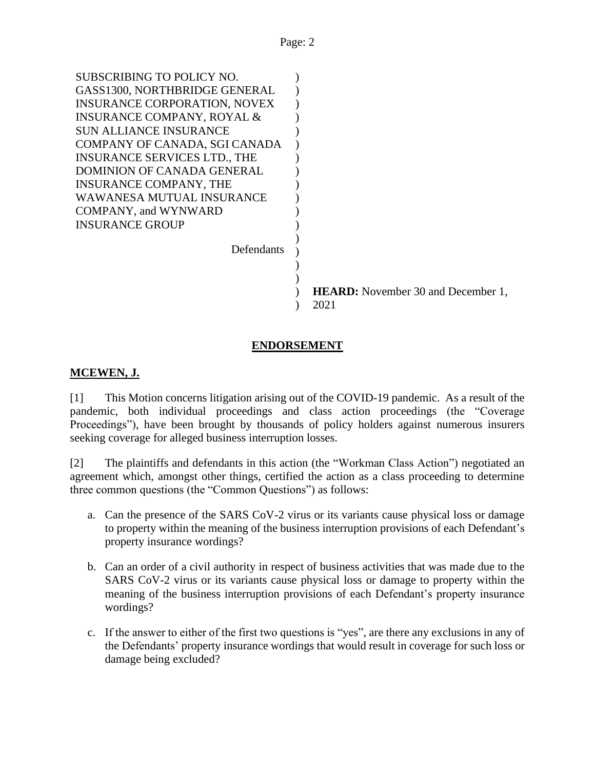SUBSCRIBING TO POLICY NO. GASS1300, NORTHBRIDGE GENERAL INSURANCE CORPORATION, NOVEX INSURANCE COMPANY, ROYAL & SUN ALLIANCE INSURANCE COMPANY OF CANADA, SGI CANADA INSURANCE SERVICES LTD., THE DOMINION OF CANADA GENERAL INSURANCE COMPANY, THE WAWANESA MUTUAL INSURANCE COMPANY, and WYNWARD INSURANCE GROUP

Defendants

**HEARD:** November 30 and December 1, 2021

## ENDORSEMENT

**MCEWEN, J.**

[1] This Motion concerns litigation arising out of the COVID-19 pandemic. As a result of the pandemic, both individual proceedings and class action proceedings (the "Coverage Proceedings"), have been brought by thousands of policy holders against numerous insurers seeking coverage for alleged business interruption losses.

[2] The plaintiffs and defendants in this action (the "Workman Class Action") negotiated an agreement which, amongst other things, certified the action as a class proceeding to determine three common questions (the "Common Questions") as follows:

a. Can the presence of the SARS CoV-2 virus or its variants cause physical loss or damage to property within the meaning of the business interruption provisions of each Defendant's property insurance wordings?

b. Can an order of a civil authority in respect of business activities that was made due to the SARS CoV-2 virus or its variants cause physical loss or damage to property within the meaning of the business interruption provisions of each Defendant's property insurance wordings?

c. If the answer to either of the first two questions is "yes", are there any exclusions in any of the Defendants' property insurance wordings that would result in coverage for such loss or damage being excluded?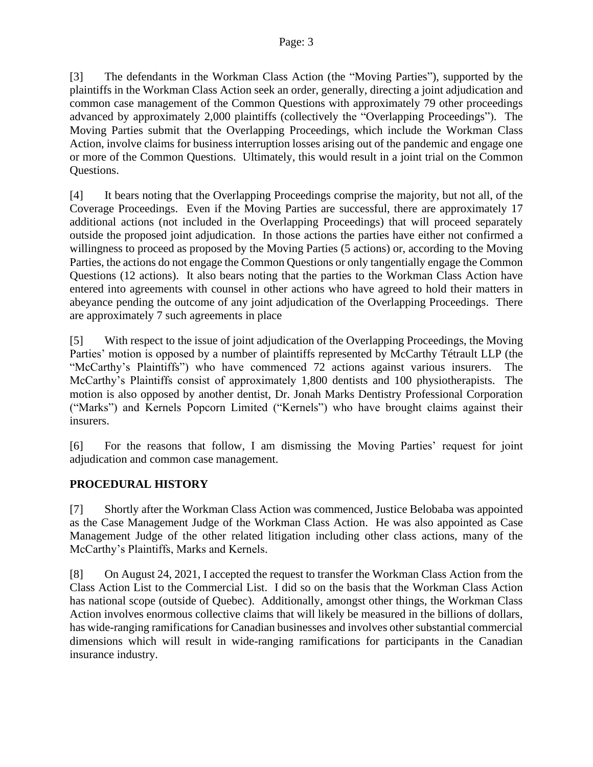[3] The defendants in the Workman Class Action (the "Moving Parties"), supported by the plaintiffs in the Workman Class Action seek an order, generally, directing a joint adjudication and common case management of the Common Questions with approximately 79 other proceedings advanced by approximately 2,000 plaintiffs (collectively the "Overlapping Proceedings"). The Moving Parties submit that the Overlapping Proceedings, which include the Workman Class Action, involve claims for business interruption losses arising out of the pandemic and engage one or more of the Common Questions. Ultimately, this would result in a joint trial on the Common Questions.

[4] It bears noting that the Overlapping Proceedings comprise the majority, but not all, of the Coverage Proceedings. Even if the Moving Parties are successful, there are approximately 17 additional actions (not included in the Overlapping Proceedings) that will proceed separately outside the proposed joint adjudication. In those actions the parties have either not confirmed a willingness to proceed as proposed by the Moving Parties (5 actions) or, according to the Moving Parties, the actions do not engage the Common Questions or only tangentially engage the Common Questions (12 actions). It also bears noting that the parties to the Workman Class Action have entered into agreements with counsel in other actions who have agreed to hold their matters in abeyance pending the outcome of any joint adjudication of the Overlapping Proceedings. There are approximately 7 such agreements in place

[5] With respect to the issue of joint adjudication of the Overlapping Proceedings, the Moving Parties' motion is opposed by a number of plaintiffs represented by McCarthy Tétrault LLP (the "McCarthy's Plaintiffs") who have commenced 72 actions against various insurers. The McCarthy's Plaintiffs consist of approximately 1,800 dentists and 100 physiotherapists. The motion is also opposed by another dentist, Dr. Jonah Marks Dentistry Professional Corporation ("Marks") and Kernels Popcorn Limited ("Kernels") who have brought claims against their insurers.

[6] For the reasons that follow, I am dismissing the Moving Parties' request for joint adjudication and common case management.

## PROCEDURAL HISTORY

[7] Shortly after the Workman Class Action was commenced, Justice Belobaba was appointed as the Case Management Judge of the Workman Class Action. He was also appointed as Case Management Judge of the other related litigation including other class actions, many of the McCarthy's Plaintiffs, Marks and Kernels.

[8] On August 24, 2021, I accepted the request to transfer the Workman Class Action from the Class Action List to the Commercial List. I did so on the basis that the Workman Class Action has national scope (outside of Quebec). Additionally, amongst other things, the Workman Class Action involves enormous collective claims that will likely be measured in the billions of dollars, has wide-ranging ramifications for Canadian businesses and involves other substantial commercial dimensions which will result in wide-ranging ramifications for participants in the Canadian insurance industry.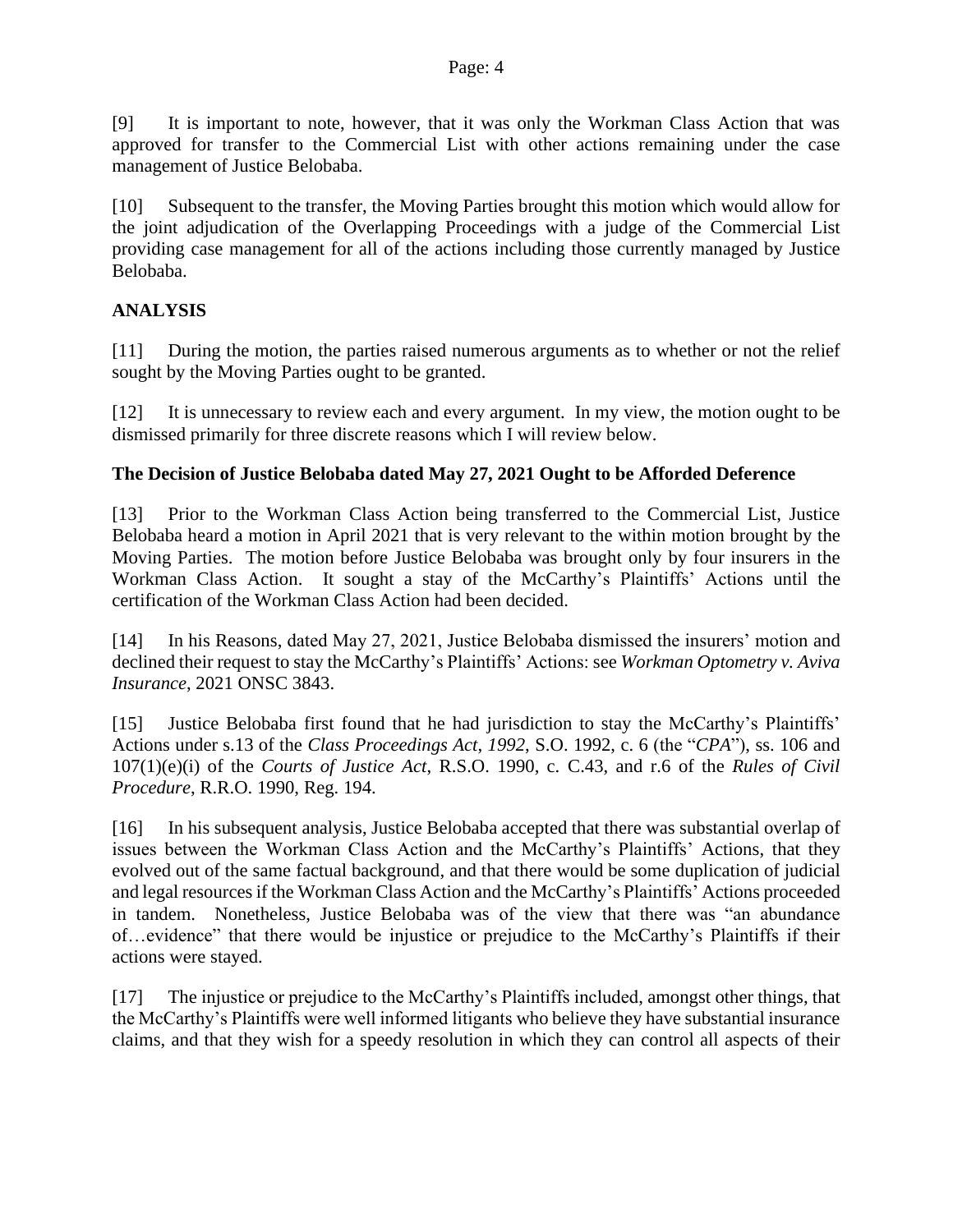[9] It is important to note, however, that it was only the Workman Class Action that was approved for transfer to the Commercial List with other actions remaining under the case management of Justice Belobaba.

[10] Subsequent to the transfer, the Moving Parties brought this motion which would allow for the joint adjudication of the Overlapping Proceedings with a judge of the Commercial List providing case management for all of the actions including those currently managed by Justice Belobaba.

## ANALYSIS

[11] During the motion, the parties raised numerous arguments as to whether or not the relief sought by the Moving Parties ought to be granted.

[12] It is unnecessary to review each and every argument. In my view, the motion ought to be dismissed primarily for three discrete reasons which I will review below.

### The Decision of Justice Belobaba dated May 27, 2021 Ought to be Afforded Deference

[13] Prior to the Workman Class Action being transferred to the Commercial List, Justice Belobaba heard a motion in April 2021 that is very relevant to the within motion brought by the Moving Parties. The motion before Justice Belobaba was brought only by four insurers in the Workman Class Action. It sought a stay of the McCarthy's Plaintiffs' Actions until the certification of the Workman Class Action had been decided.

[14] In his Reasons, dated May 27, 2021, Justice Belobaba dismissed the insurers' motion and declined their request to stay the McCarthy's Plaintiffs' Actions: see *Workman Optometry v. Aviva Insurance*, 2021 ONSC 3843.

[15] Justice Belobaba first found that he had jurisdiction to stay the McCarthy's Plaintiffs' Actions under s.13 of the *Class Proceedings Act*, *1992*, S.O. 1992, c. 6 (the "*CPA*"), ss. 106 and 107(1)(e)(i) of the *Courts of Justice Act*, R.S.O. 1990, c. C.43, and r.6 of the *Rules of Civil Procedure*, R.R.O. 1990, Reg. 194.

[16] In his subsequent analysis, Justice Belobaba accepted that there was substantial overlap of issues between the Workman Class Action and the McCarthy's Plaintiffs' Actions, that they evolved out of the same factual background, and that there would be some duplication of judicial and legal resources if the Workman Class Action and the McCarthy's Plaintiffs' Actions proceeded in tandem. Nonetheless, Justice Belobaba was of the view that there was "an abundance of…evidence" that there would be injustice or prejudice to the McCarthy's Plaintiffs if their actions were stayed.

[17] The injustice or prejudice to the McCarthy's Plaintiffs included, amongst other things, that the McCarthy's Plaintiffs were well informed litigants who believe they have substantial insurance claims, and that they wish for a speedy resolution in which they can control all aspects of their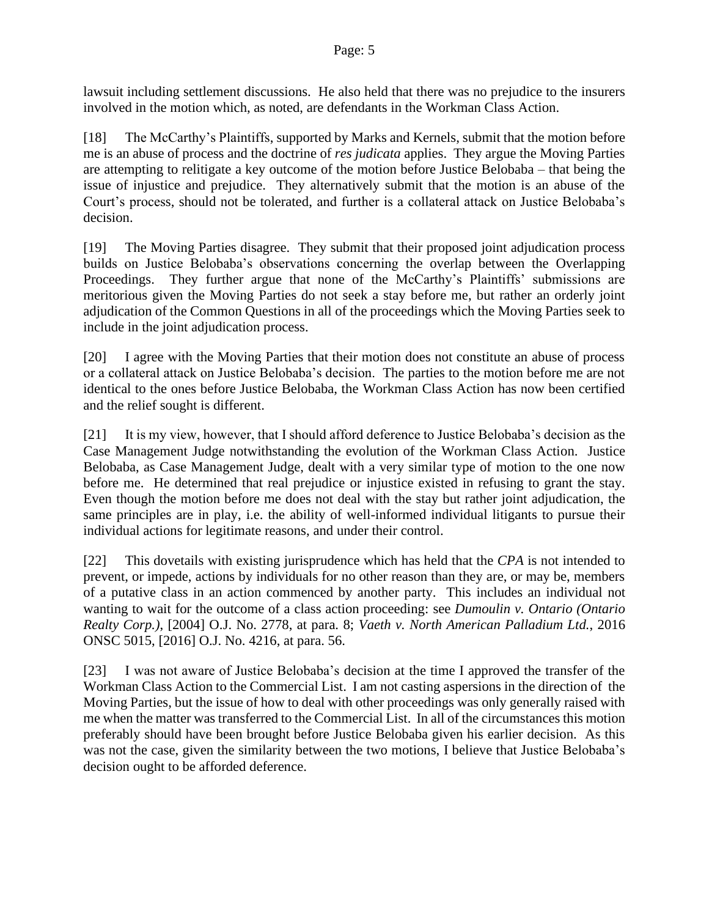lawsuit including settlement discussions. He also held that there was no prejudice to the insurers involved in the motion which, as noted, are defendants in the Workman Class Action.

[18] The McCarthy's Plaintiffs, supported by Marks and Kernels, submit that the motion before me is an abuse of process and the doctrine of *res judicata* applies. They argue the Moving Parties are attempting to relitigate a key outcome of the motion before Justice Belobaba – that being the issue of injustice and prejudice. They alternatively submit that the motion is an abuse of the Court's process, should not be tolerated, and further is a collateral attack on Justice Belobaba's decision.

[19] The Moving Parties disagree. They submit that their proposed joint adjudication process builds on Justice Belobaba's observations concerning the overlap between the Overlapping Proceedings. They further argue that none of the McCarthy's Plaintiffs' submissions are meritorious given the Moving Parties do not seek a stay before me, but rather an orderly joint adjudication of the Common Questions in all of the proceedings which the Moving Parties seek to include in the joint adjudication process.

[20] I agree with the Moving Parties that their motion does not constitute an abuse of process or a collateral attack on Justice Belobaba's decision. The parties to the motion before me are not identical to the ones before Justice Belobaba, the Workman Class Action has now been certified and the relief sought is different.

[21] It is my view, however, that I should afford deference to Justice Belobaba's decision as the Case Management Judge notwithstanding the evolution of the Workman Class Action. Justice Belobaba, as Case Management Judge, dealt with a very similar type of motion to the one now before me. He determined that real prejudice or injustice existed in refusing to grant the stay. Even though the motion before me does not deal with the stay but rather joint adjudication, the same principles are in play, i.e. the ability of well-informed individual litigants to pursue their individual actions for legitimate reasons, and under their control.

[22] This dovetails with existing jurisprudence which has held that the *CPA* is not intended to prevent, or impede, actions by individuals for no other reason than they are, or may be, members of a putative class in an action commenced by another party. This includes an individual not wanting to wait for the outcome of a class action proceeding: see *Dumoulin v. Ontario (Ontario Realty Corp.)*, [2004] O.J. No. 2778, at para. 8; *Vaeth v. North American Palladium Ltd.*, 2016 ONSC 5015, [2016] O.J. No. 4216, at para. 56.

[23] I was not aware of Justice Belobaba's decision at the time I approved the transfer of the Workman Class Action to the Commercial List. I am not casting aspersions in the direction of the Moving Parties, but the issue of how to deal with other proceedings was only generally raised with me when the matter was transferred to the Commercial List. In all of the circumstances this motion preferably should have been brought before Justice Belobaba given his earlier decision. As this was not the case, given the similarity between the two motions, I believe that Justice Belobaba's decision ought to be afforded deference.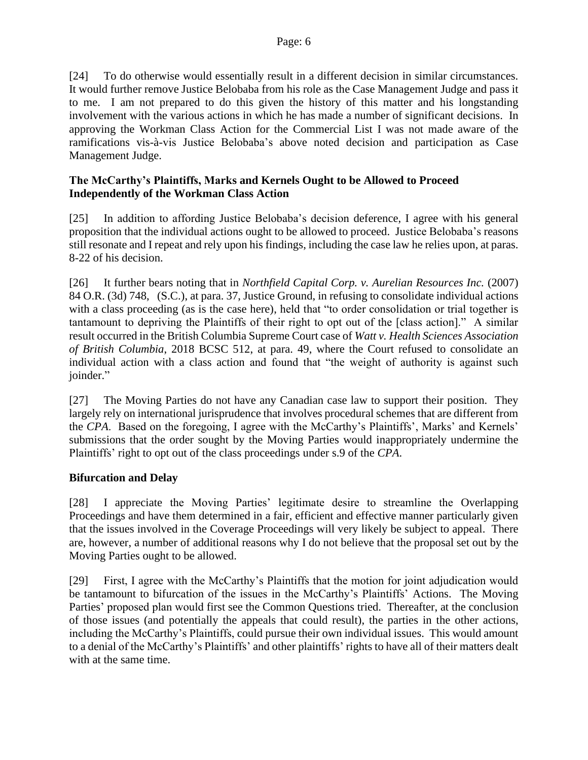[24] To do otherwise would essentially result in a different decision in similar circumstances. It would further remove Justice Belobaba from his role as the Case Management Judge and pass it to me. I am not prepared to do this given the history of this matter and his longstanding involvement with the various actions in which he has made a number of significant decisions. In approving the Workman Class Action for the Commercial List I was not made aware of the ramifications vis-à-vis Justice Belobaba's above noted decision and participation as Case Management Judge.

### The McCarthy's Plaintiffs, Marks and Kernels Ought to be Allowed to Proceed Independently of the Workman Class Action

[25] In addition to affording Justice Belobaba's decision deference, I agree with his general proposition that the individual actions ought to be allowed to proceed. Justice Belobaba's reasons still resonate and I repeat and rely upon his findings, including the case law he relies upon, at paras. 8-22 of his decision.

[26] It further bears noting that in *Northfield Capital Corp. v. Aurelian Resources Inc.* (2007) 84 O.R. (3d) 748, (S.C.), at para. 37, Justice Ground, in refusing to consolidate individual actions with a class proceeding (as is the case here), held that "to order consolidation or trial together is tantamount to depriving the Plaintiffs of their right to opt out of the [class action]." A similar result occurred in the British Columbia Supreme Court case of *Watt v. Health Sciences Association of British Columbia*, 2018 BCSC 512, at para. 49, where the Court refused to consolidate an individual action with a class action and found that "the weight of authority is against such joinder."

[27] The Moving Parties do not have any Canadian case law to support their position. They largely rely on international jurisprudence that involves procedural schemes that are different from the *CPA*. Based on the foregoing, I agree with the McCarthy's Plaintiffs', Marks' and Kernels' submissions that the order sought by the Moving Parties would inappropriately undermine the Plaintiffs' right to opt out of the class proceedings under s.9 of the *CPA*.

### Bifurcation and Delay

[28] I appreciate the Moving Parties' legitimate desire to streamline the Overlapping Proceedings and have them determined in a fair, efficient and effective manner particularly given that the issues involved in the Coverage Proceedings will very likely be subject to appeal. There are, however, a number of additional reasons why I do not believe that the proposal set out by the Moving Parties ought to be allowed.

[29] First, I agree with the McCarthy's Plaintiffs that the motion for joint adjudication would be tantamount to bifurcation of the issues in the McCarthy's Plaintiffs' Actions. The Moving Parties' proposed plan would first see the Common Questions tried. Thereafter, at the conclusion of those issues (and potentially the appeals that could result), the parties in the other actions, including the McCarthy's Plaintiffs, could pursue their own individual issues. This would amount to a denial of the McCarthy's Plaintiffs' and other plaintiffs' rights to have all of their matters dealt with at the same time.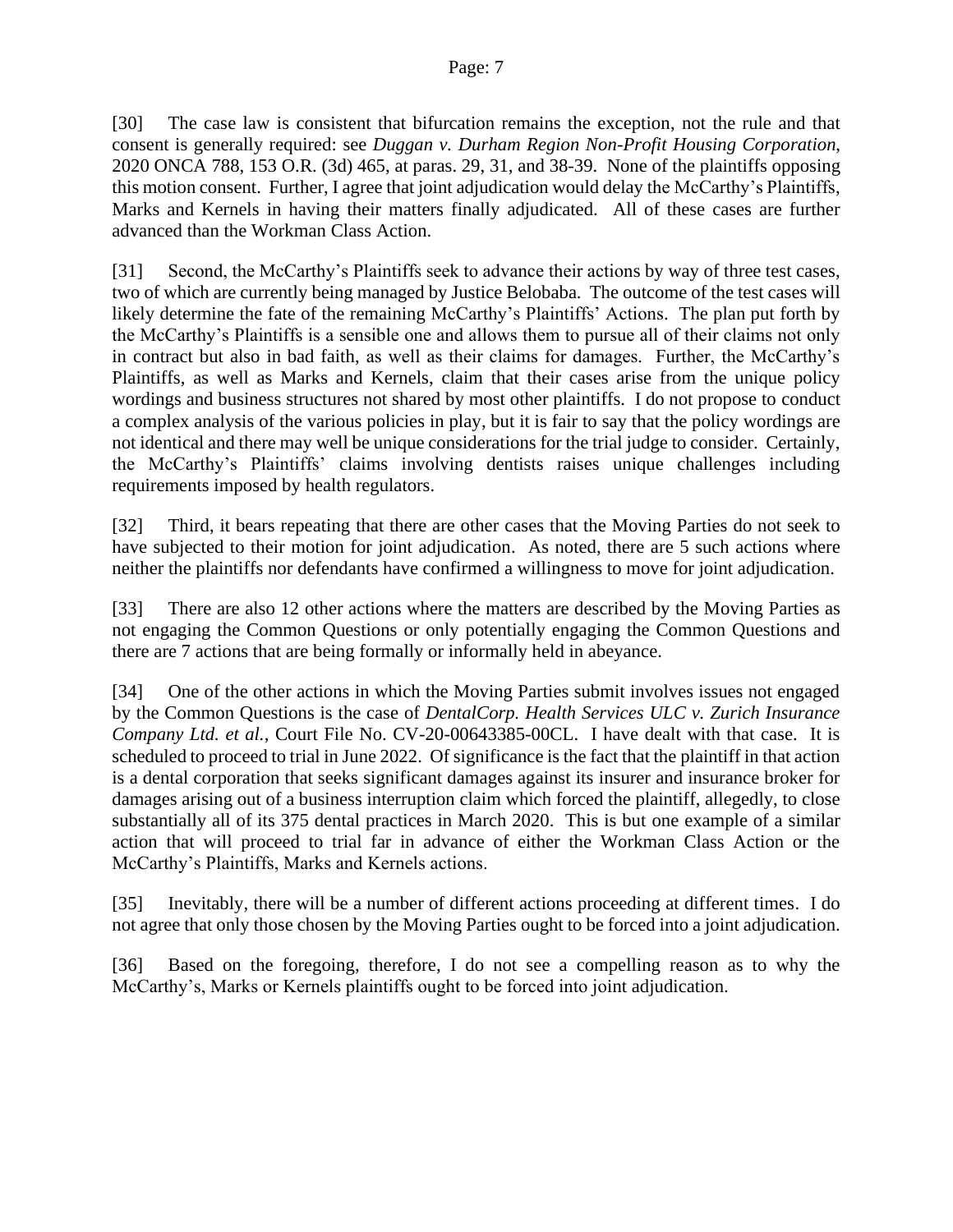[30] The case law is consistent that bifurcation remains the exception, not the rule and that consent is generally required: see *Duggan v. Durham Region Non-Profit Housing Corporation*, 2020 ONCA 788, 153 O.R. (3d) 465, at paras. 29, 31, and 38-39. None of the plaintiffs opposing this motion consent. Further, I agree that joint adjudication would delay the McCarthy's Plaintiffs, Marks and Kernels in having their matters finally adjudicated. All of these cases are further advanced than the Workman Class Action.

[31] Second, the McCarthy's Plaintiffs seek to advance their actions by way of three test cases, two of which are currently being managed by Justice Belobaba. The outcome of the test cases will likely determine the fate of the remaining McCarthy's Plaintiffs' Actions. The plan put forth by the McCarthy's Plaintiffs is a sensible one and allows them to pursue all of their claims not only in contract but also in bad faith, as well as their claims for damages. Further, the McCarthy's Plaintiffs, as well as Marks and Kernels, claim that their cases arise from the unique policy wordings and business structures not shared by most other plaintiffs. I do not propose to conduct a complex analysis of the various policies in play, but it is fair to say that the policy wordings are not identical and there may well be unique considerations for the trial judge to consider. Certainly, the McCarthy's Plaintiffs' claims involving dentists raises unique challenges including requirements imposed by health regulators.

[32] Third, it bears repeating that there are other cases that the Moving Parties do not seek to have subjected to their motion for joint adjudication. As noted, there are 5 such actions where neither the plaintiffs nor defendants have confirmed a willingness to move for joint adjudication.

[33] There are also 12 other actions where the matters are described by the Moving Parties as not engaging the Common Questions or only potentially engaging the Common Questions and there are 7 actions that are being formally or informally held in abeyance.

[34] One of the other actions in which the Moving Parties submit involves issues not engaged by the Common Questions is the case of *DentalCorp. Health Services ULC v. Zurich Insurance Company Ltd. et al.*, Court File No. CV-20-00643385-00CL. I have dealt with that case. It is scheduled to proceed to trial in June 2022. Of significance is the fact that the plaintiff in that action is a dental corporation that seeks significant damages against its insurer and insurance broker for damages arising out of a business interruption claim which forced the plaintiff, allegedly, to close substantially all of its 375 dental practices in March 2020. This is but one example of a similar action that will proceed to trial far in advance of either the Workman Class Action or the McCarthy's Plaintiffs, Marks and Kernels actions.

[35] Inevitably, there will be a number of different actions proceeding at different times. I do not agree that only those chosen by the Moving Parties ought to be forced into a joint adjudication.

[36] Based on the foregoing, therefore, I do not see a compelling reason as to why the McCarthy's, Marks or Kernels plaintiffs ought to be forced into joint adjudication.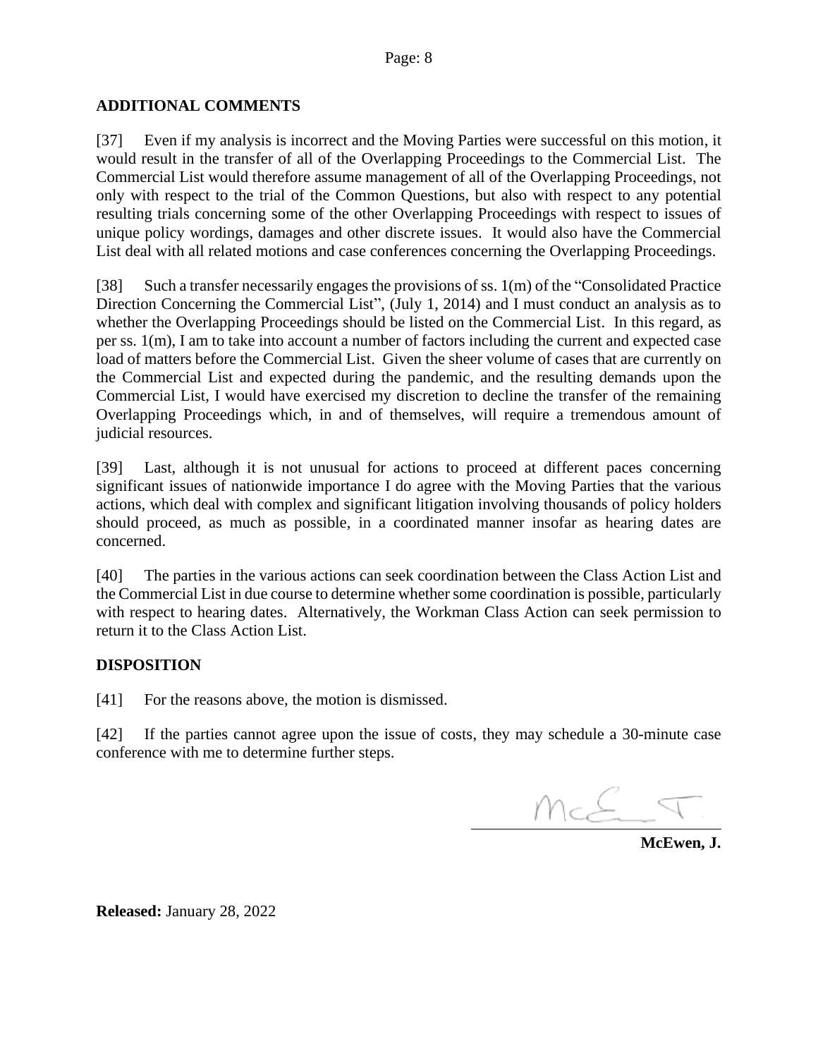## ADDITIONAL COMMENTS

[37] Even if my analysis is incorrect and the Moving Parties were successful on this motion, it would result in the transfer of all of the Overlapping Proceedings to the Commercial List. The Commercial List would therefore assume management of all of the Overlapping Proceedings, not only with respect to the trial of the Common Questions, but also with respect to any potential resulting trials concerning some of the other Overlapping Proceedings with respect to issues of unique policy wordings, damages and other discrete issues. It would also have the Commercial List deal with all related motions and case conferences concerning the Overlapping Proceedings.

[38] Such a transfer necessarily engages the provisions of ss. 1(m) of the "Consolidated Practice Direction Concerning the Commercial List", (July 1, 2014) and I must conduct an analysis as to whether the Overlapping Proceedings should be listed on the Commercial List. In this regard, as per ss. 1(m), I am to take into account a number of factors including the current and expected case load of matters before the Commercial List. Given the sheer volume of cases that are currently on the Commercial List and expected during the pandemic, and the resulting demands upon the Commercial List, I would have exercised my discretion to decline the transfer of the remaining Overlapping Proceedings which, in and of themselves, will require a tremendous amount of judicial resources.

[39] Last, although it is not unusual for actions to proceed at different paces concerning significant issues of nationwide importance I do agree with the Moving Parties that the various actions, which deal with complex and significant litigation involving thousands of policy holders should proceed, as much as possible, in a coordinated manner insofar as hearing dates are concerned.

[40] The parties in the various actions can seek coordination between the Class Action List and the Commercial List in due course to determine whether some coordination is possible, particularly with respect to hearing dates. Alternatively, the Workman Class Action can seek permission to return it to the Class Action List.

## DISPOSITION

[41] For the reasons above, the motion is dismissed.

[42] If the parties cannot agree upon the issue of costs, they may schedule a 30-minute case conference with me to determine further steps.

**McEwen, J.**

**Released:** January 28, 2022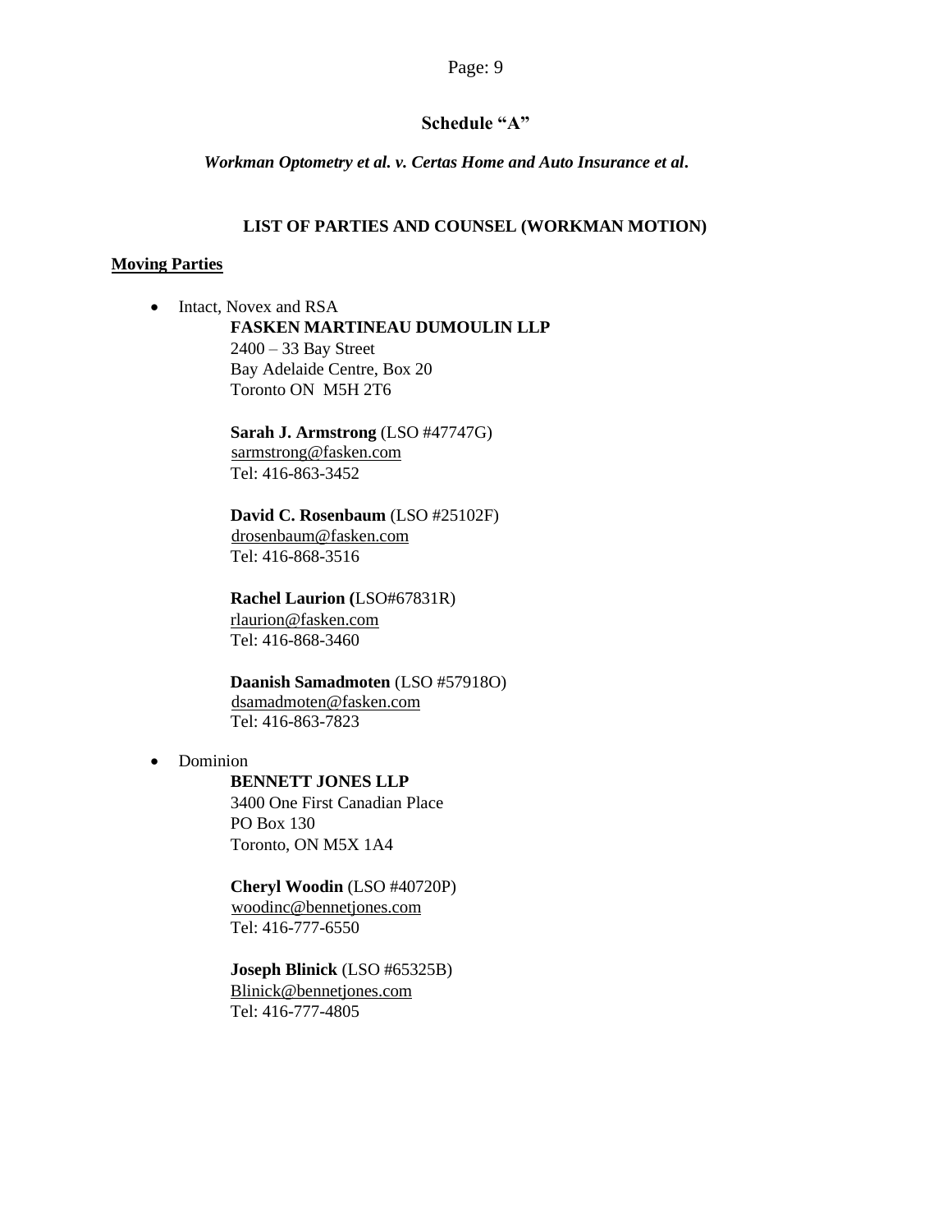## Schedule "A"

***Workman Optometry et al. v. Certas Home and Auto Insurance et al.***

**LIST OF PARTIES AND COUNSEL (WORKMAN MOTION)**

**Moving Parties**

- Intact, Novex and RSA

  **FASKEN MARTINEAU DUMOULIN LLP**
  2400 – 33 Bay Street
  Bay Adelaide Centre, Box 20
  Toronto ON M5H 2T6

  **Sarah J. Armstrong** (LSO #47747G)
  sarmstrong@fasken.com
  Tel: 416-863-3452

  **David C. Rosenbaum** (LSO #25102F)
  drosenbaum@fasken.com
  Tel: 416-868-3516

  **Rachel Laurion (**LSO#67831R)
  rlaurion@fasken.com
  Tel: 416-868-3460

  **Daanish Samadmoten** (LSO #57918O)
  dsamadmoten@fasken.com
  Tel: 416-863-7823

- Dominion

  **BENNETT JONES LLP**
  3400 One First Canadian Place
  PO Box 130
  Toronto, ON M5X 1A4

  **Cheryl Woodin** (LSO #40720P)
  woodinc@bennetjones.com
  Tel: 416-777-6550

  **Joseph Blinick** (LSO #65325B)
  Blinick@bennetjones.com
  Tel: 416-777-4805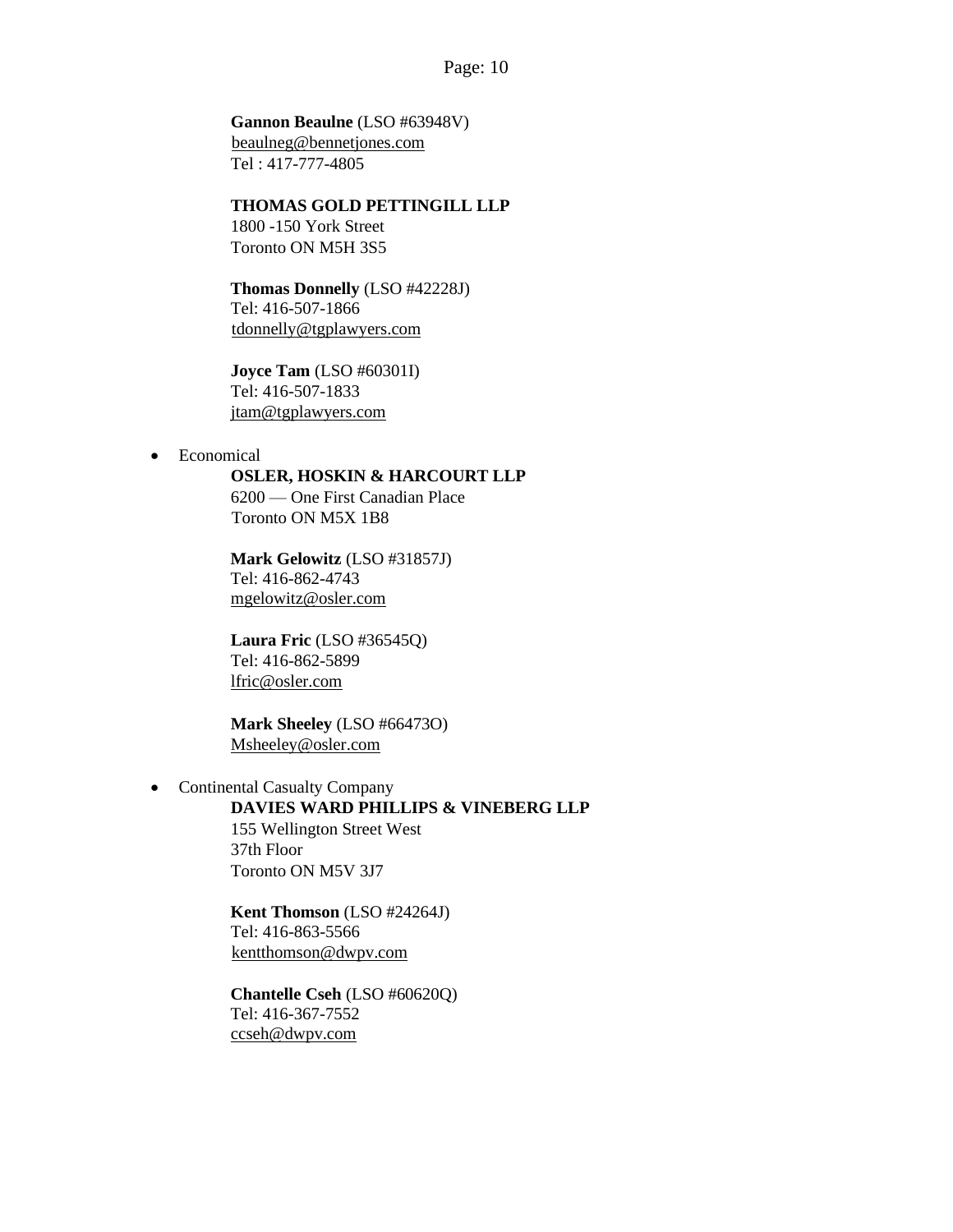**Gannon Beaulne** (LSO #63948V)
beaulneg@bennetjones.com
Tel : 417-777-4805

**THOMAS GOLD PETTINGILL LLP**
1800 -150 York Street
Toronto ON M5H 3S5

**Thomas Donnelly** (LSO #42228J)
Tel: 416-507-1866
tdonnelly@tgplawyers.com

**Joyce Tam** (LSO #60301I)
Tel: 416-507-1833
jtam@tgplawyers.com

- Economical

  **OSLER, HOSKIN & HARCOURT LLP**
  6200 — One First Canadian Place
  Toronto ON M5X 1B8

  **Mark Gelowitz** (LSO #31857J)
  Tel: 416-862-4743
  mgelowitz@osler.com

  **Laura Fric** (LSO #36545Q)
  Tel: 416-862-5899
  lfric@osler.com

  **Mark Sheeley** (LSO #66473O)
  Msheeley@osler.com

- Continental Casualty Company

  **DAVIES WARD PHILLIPS & VINEBERG LLP**
  155 Wellington Street West
  37th Floor
  Toronto ON M5V 3J7

  **Kent Thomson** (LSO #24264J)
  Tel: 416-863-5566
  kentthomson@dwpv.com

  **Chantelle Cseh** (LSO #60620Q)
  Tel: 416-367-7552
  ccseh@dwpv.com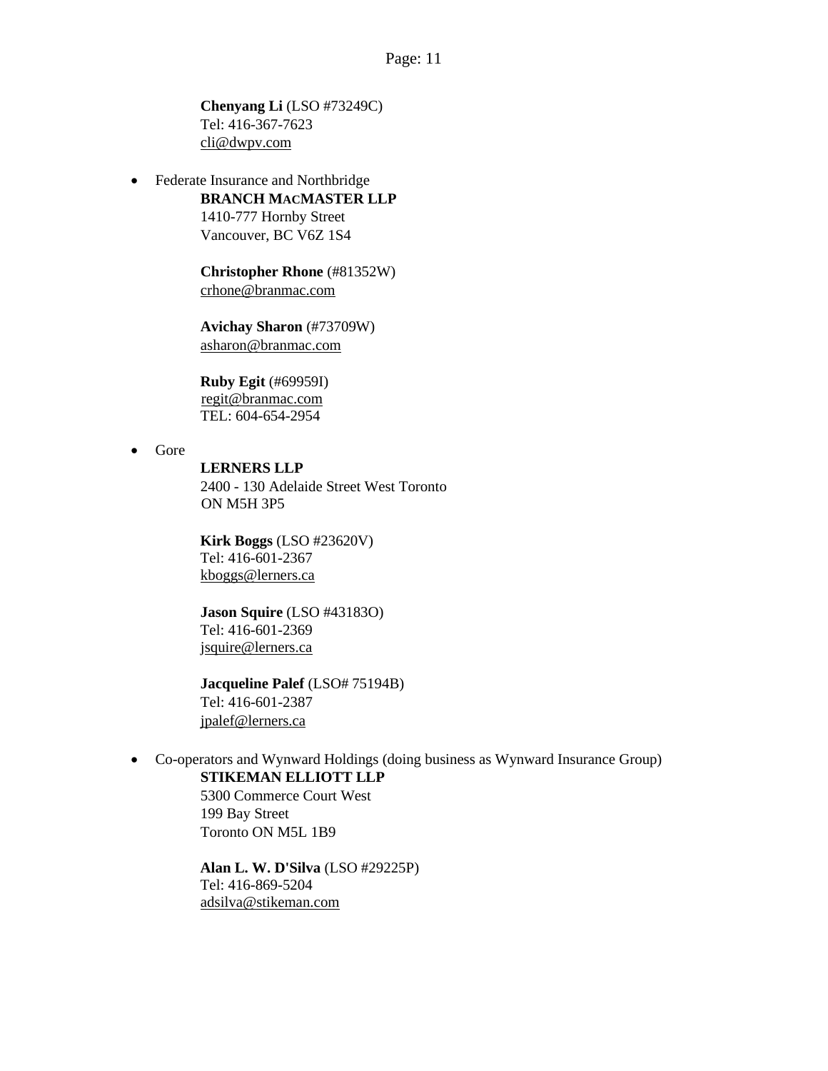**Chenyang Li** (LSO #73249C)
Tel: 416-367-7623
cli@dwpv.com

- Federate Insurance and Northbridge

  **BRANCH MACMASTER LLP**
  1410-777 Hornby Street
  Vancouver, BC V6Z 1S4

  **Christopher Rhone** (#81352W)
  crhone@branmac.com

  **Avichay Sharon** (#73709W)
  asharon@branmac.com

  **Ruby Egit** (#69959I)
  regit@branmac.com
  TEL: 604-654-2954

- Gore

  **LERNERS LLP**
  2400 - 130 Adelaide Street West Toronto
  ON M5H 3P5

  **Kirk Boggs** (LSO #23620V)
  Tel: 416-601-2367
  kboggs@lerners.ca

  **Jason Squire** (LSO #43183O)
  Tel: 416-601-2369
  jsquire@lerners.ca

  **Jacqueline Palef** (LSO# 75194B)
  Tel: 416-601-2387
  jpalef@lerners.ca

- Co-operators and Wynward Holdings (doing business as Wynward Insurance Group)

  **STIKEMAN ELLIOTT LLP**
  5300 Commerce Court West
  199 Bay Street
  Toronto ON M5L 1B9

  **Alan L. W. D'Silva** (LSO #29225P)
  Tel: 416-869-5204
  adsilva@stikeman.com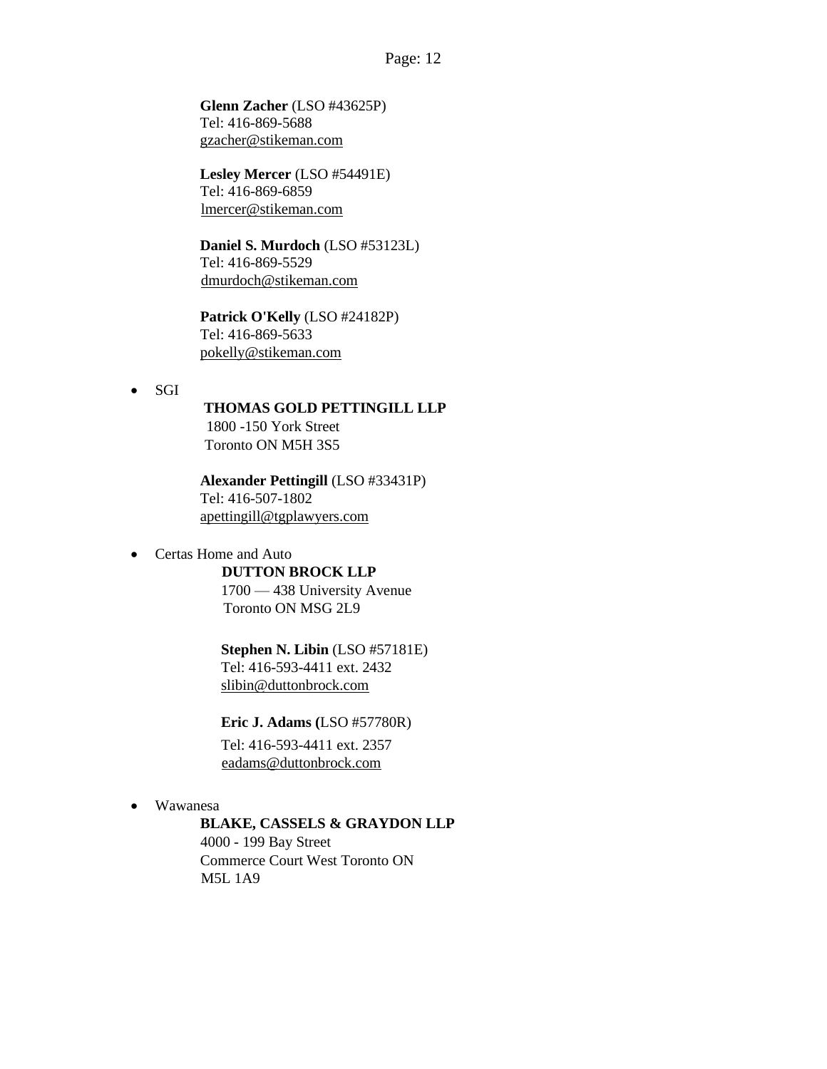**Glenn Zacher** (LSO #43625P)
Tel: 416-869-5688
gzacher@stikeman.com

**Lesley Mercer** (LSO #54491E)
Tel: 416-869-6859
lmercer@stikeman.com

**Daniel S. Murdoch** (LSO #53123L)
Tel: 416-869-5529
dmurdoch@stikeman.com

**Patrick O'Kelly** (LSO #24182P)
Tel: 416-869-5633
pokelly@stikeman.com

- SGI

  **THOMAS GOLD PETTINGILL LLP**
  1800 -150 York Street
  Toronto ON M5H 3S5

  **Alexander Pettingill** (LSO #33431P)
  Tel: 416-507-1802
  apettingill@tgplawyers.com

- Certas Home and Auto

  **DUTTON BROCK LLP**
  1700 — 438 University Avenue
  Toronto ON MSG 2L9

  **Stephen N. Libin** (LSO #57181E)
  Tel: 416-593-4411 ext. 2432
  slibin@duttonbrock.com

  **Eric J. Adams (**LSO #57780R)
  Tel: 416-593-4411 ext. 2357
  eadams@duttonbrock.com

- Wawanesa

  **BLAKE, CASSELS & GRAYDON LLP**
  4000 - 199 Bay Street
  Commerce Court West Toronto ON
  M5L 1A9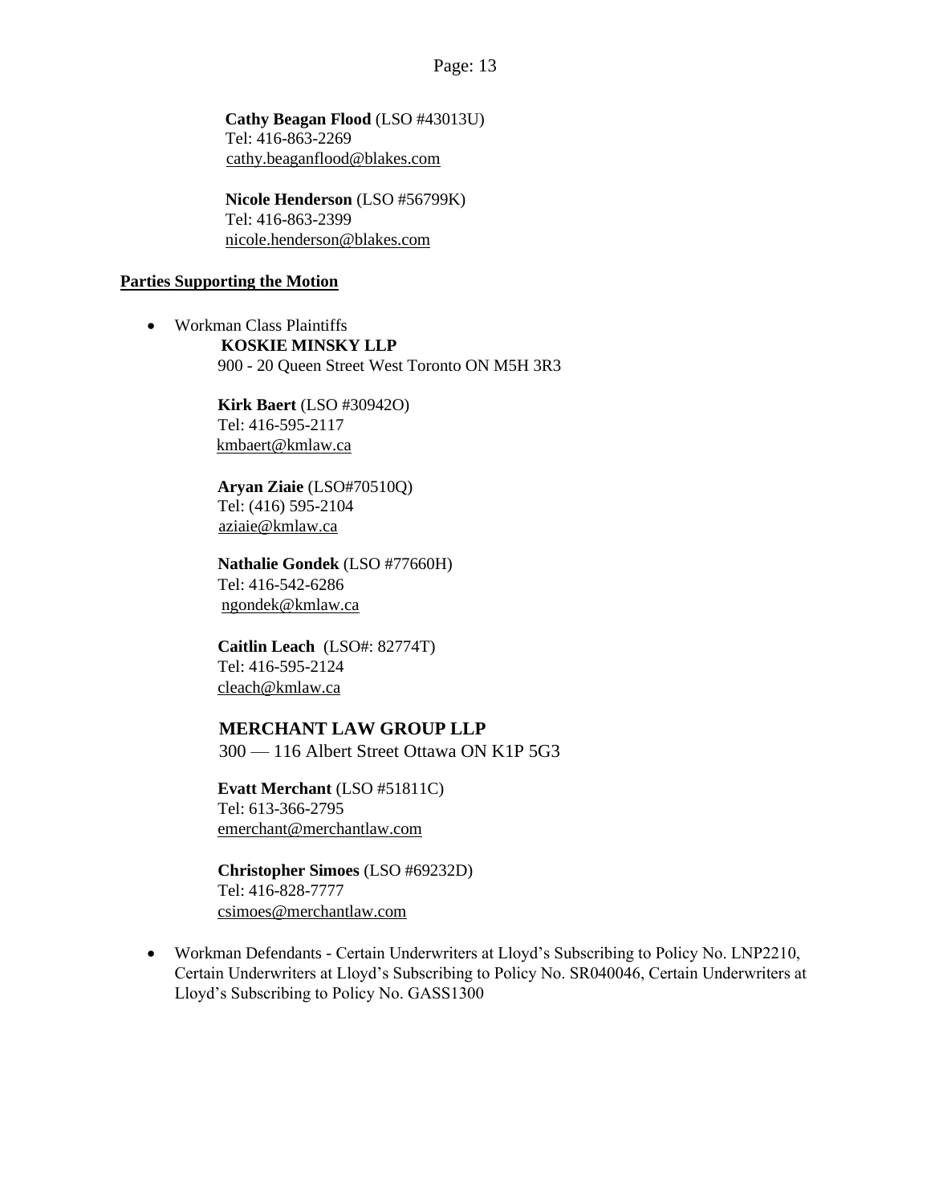**Cathy Beagan Flood** (LSO #43013U)
Tel: 416-863-2269
cathy.beaganflood@blakes.com

**Nicole Henderson** (LSO #56799K)
Tel: 416-863-2399
nicole.henderson@blakes.com

**Parties Supporting the Motion**

- Workman Class Plaintiffs

  **KOSKIE MINSKY LLP**
  900 - 20 Queen Street West Toronto ON M5H 3R3

  **Kirk Baert** (LSO #30942O)
  Tel: 416-595-2117
  kmbaert@kmlaw.ca

  **Aryan Ziaie** (LSO#70510Q)
  Tel: (416) 595-2104
  aziaie@kmlaw.ca

  **Nathalie Gondek** (LSO #77660H)
  Tel: 416-542-6286
  ngondek@kmlaw.ca

  **Caitlin Leach** (LSO#: 82774T)
  Tel: 416-595-2124
  cleach@kmlaw.ca

  **MERCHANT LAW GROUP LLP**
  300 — 116 Albert Street Ottawa ON K1P 5G3

  **Evatt Merchant** (LSO #51811C)
  Tel: 613-366-2795
  emerchant@merchantlaw.com

  **Christopher Simoes** (LSO #69232D)
  Tel: 416-828-7777
  csimoes@merchantlaw.com

- Workman Defendants - Certain Underwriters at Lloyd's Subscribing to Policy No. LNP2210, Certain Underwriters at Lloyd's Subscribing to Policy No. SR040046, Certain Underwriters at Lloyd's Subscribing to Policy No. GASS1300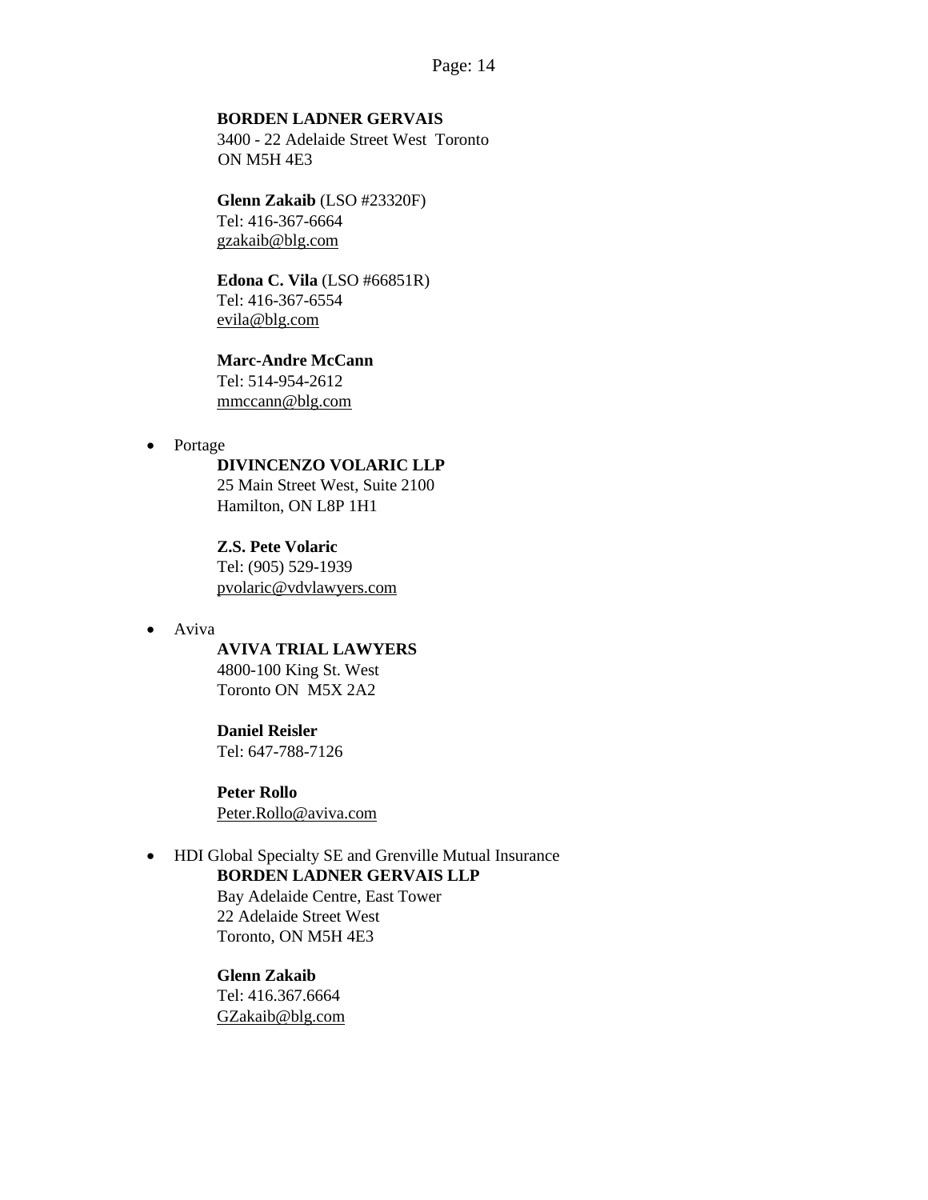**BORDEN LADNER GERVAIS**
3400 - 22 Adelaide Street West Toronto
ON M5H 4E3

**Glenn Zakaib** (LSO #23320F)
Tel: 416-367-6664
gzakaib@blg.com

**Edona C. Vila** (LSO #66851R)
Tel: 416-367-6554
evila@blg.com

**Marc-Andre McCann**
Tel: 514-954-2612
mmccann@blg.com

- Portage

  **DIVINCENZO VOLARIC LLP**
  25 Main Street West, Suite 2100
  Hamilton, ON L8P 1H1

  **Z.S. Pete Volaric**
  Tel: (905) 529-1939
  pvolaric@vdvlawyers.com

- Aviva

  **AVIVA TRIAL LAWYERS**
  4800-100 King St. West
  Toronto ON M5X 2A2

  **Daniel Reisler**
  Tel: 647-788-7126

  **Peter Rollo**
  Peter.Rollo@aviva.com

- HDI Global Specialty SE and Grenville Mutual Insurance

  **BORDEN LADNER GERVAIS LLP**
  Bay Adelaide Centre, East Tower
  22 Adelaide Street West
  Toronto, ON M5H 4E3

  **Glenn Zakaib**
  Tel: 416.367.6664
  GZakaib@blg.com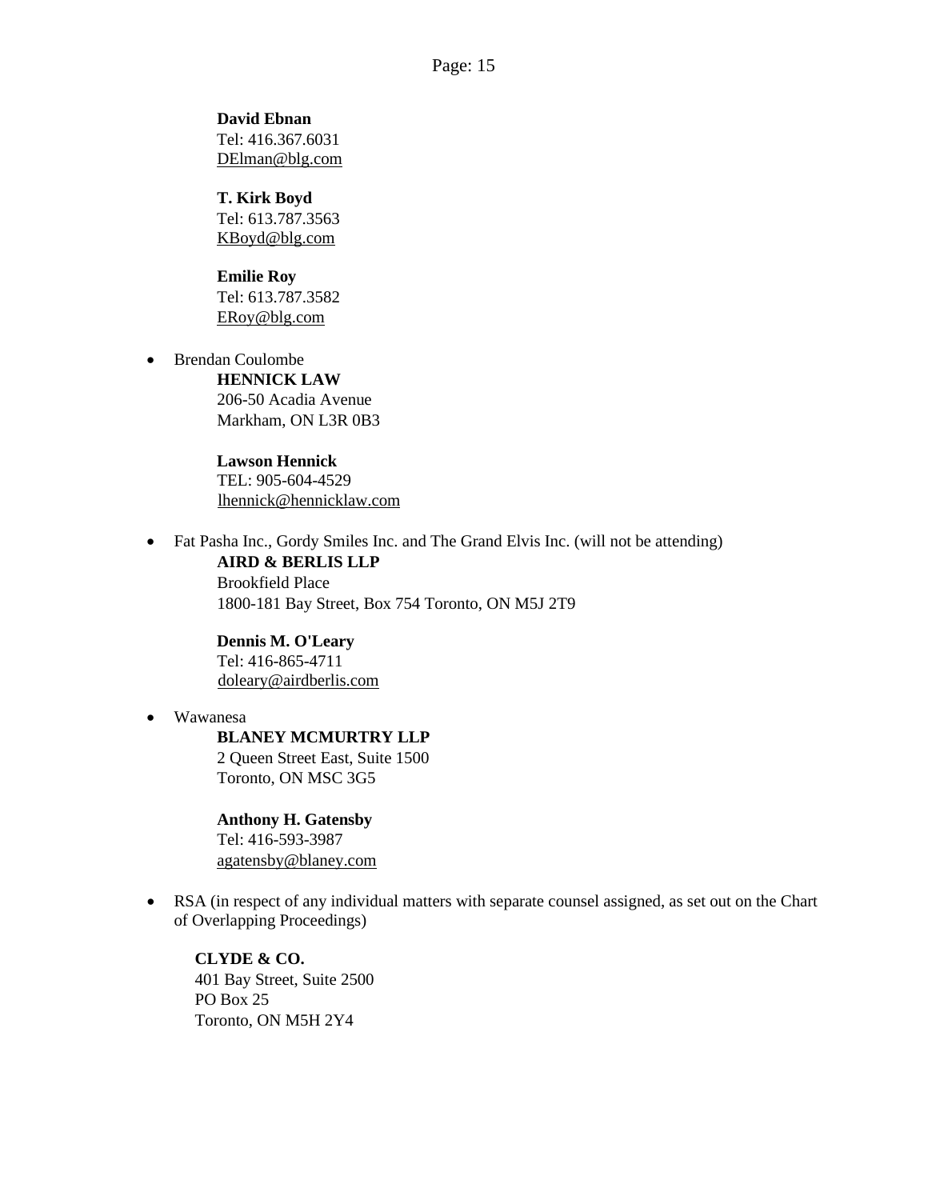**David Ebnan**
Tel: 416.367.6031
DElman@blg.com

**T. Kirk Boyd**
Tel: 613.787.3563
KBoyd@blg.com

**Emilie Roy**
Tel: 613.787.3582
ERoy@blg.com

- Brendan Coulombe

  **HENNICK LAW**
  206-50 Acadia Avenue
  Markham, ON L3R 0B3

  **Lawson Hennick**
  TEL: 905-604-4529
  lhennick@hennicklaw.com

- Fat Pasha Inc., Gordy Smiles Inc. and The Grand Elvis Inc. (will not be attending)

  **AIRD & BERLIS LLP**
  Brookfield Place
  1800-181 Bay Street, Box 754 Toronto, ON M5J 2T9

  **Dennis M. O'Leary**
  Tel: 416-865-4711
  doleary@airdberlis.com

- Wawanesa

  **BLANEY MCMURTRY LLP**
  2 Queen Street East, Suite 1500
  Toronto, ON MSC 3G5

  **Anthony H. Gatensby**
  Tel: 416-593-3987
  agatensby@blaney.com

- RSA (in respect of any individual matters with separate counsel assigned, as set out on the Chart of Overlapping Proceedings)

  **CLYDE & CO.**
  401 Bay Street, Suite 2500
  PO Box 25
  Toronto, ON M5H 2Y4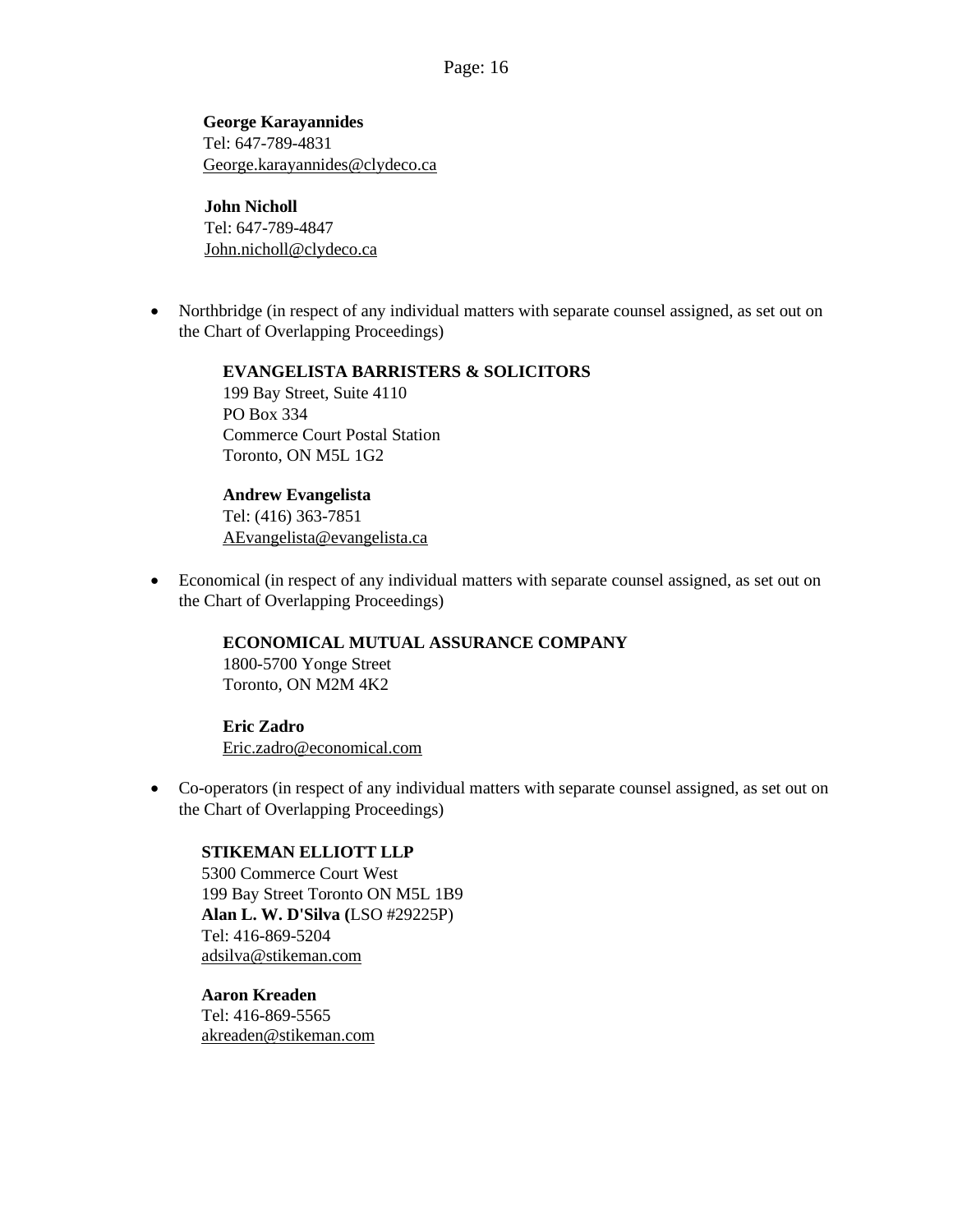**George Karayannides**
Tel: 647-789-4831
George.karayannides@clydeco.ca

**John Nicholl**
Tel: 647-789-4847
John.nicholl@clydeco.ca

- Northbridge (in respect of any individual matters with separate counsel assigned, as set out on the Chart of Overlapping Proceedings)

  **EVANGELISTA BARRISTERS & SOLICITORS**
  199 Bay Street, Suite 4110
  PO Box 334
  Commerce Court Postal Station
  Toronto, ON M5L 1G2

  **Andrew Evangelista**
  Tel: (416) 363-7851
  AEvangelista@evangelista.ca

- Economical (in respect of any individual matters with separate counsel assigned, as set out on the Chart of Overlapping Proceedings)

  **ECONOMICAL MUTUAL ASSURANCE COMPANY**
  1800-5700 Yonge Street
  Toronto, ON M2M 4K2

  **Eric Zadro**
  Eric.zadro@economical.com

- Co-operators (in respect of any individual matters with separate counsel assigned, as set out on the Chart of Overlapping Proceedings)

  **STIKEMAN ELLIOTT LLP**
  5300 Commerce Court West
  199 Bay Street Toronto ON M5L 1B9
  **Alan L. W. D'Silva (**LSO #29225P)
  Tel: 416-869-5204
  adsilva@stikeman.com

  **Aaron Kreaden**
  Tel: 416-869-5565
  akreaden@stikeman.com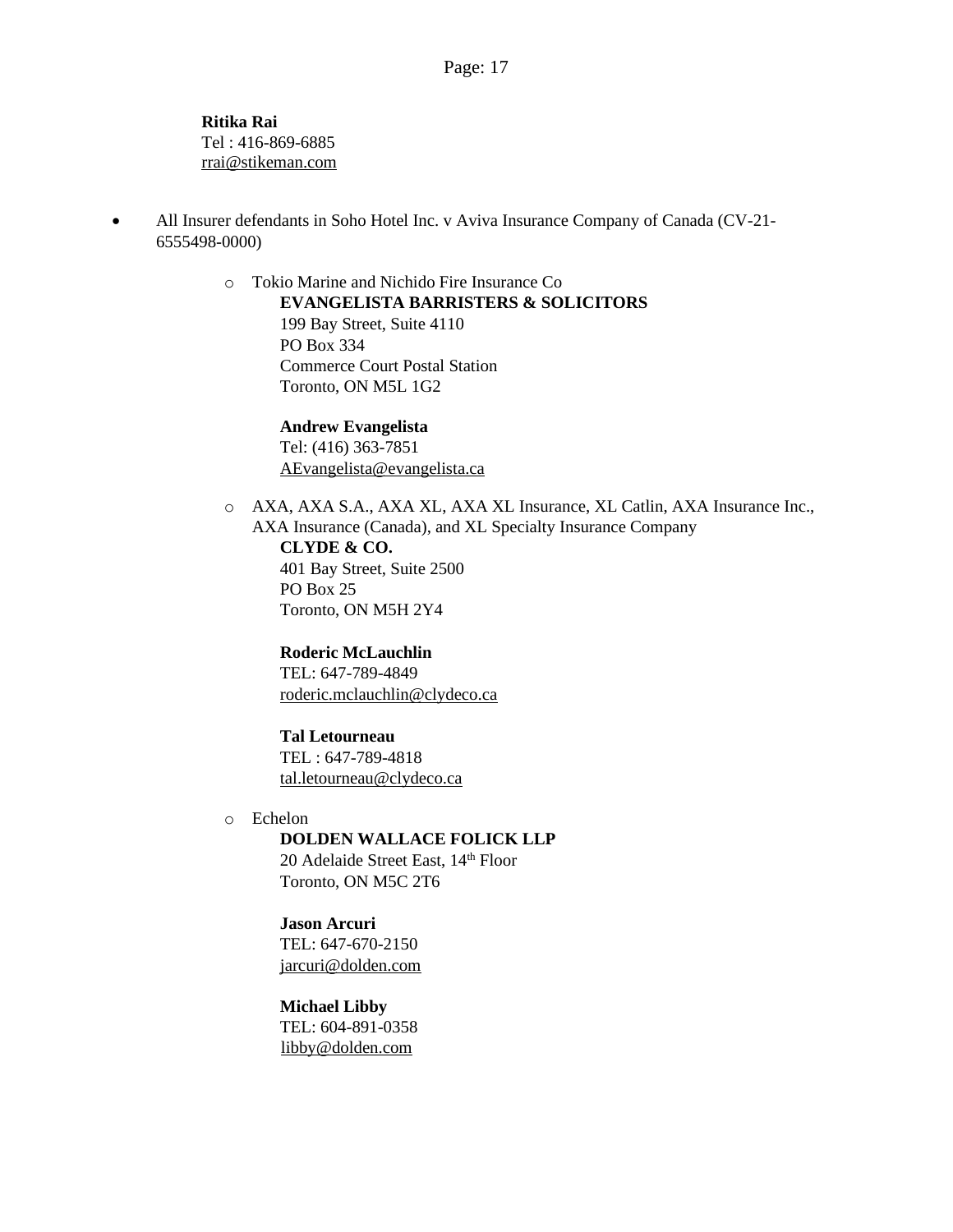**Ritika Rai**
Tel : 416-869-6885
rrai@stikeman.com

- All Insurer defendants in Soho Hotel Inc. v Aviva Insurance Company of Canada (CV-21-6555498-0000)

  - Tokio Marine and Nichido Fire Insurance Co

    **EVANGELISTA BARRISTERS & SOLICITORS**
    199 Bay Street, Suite 4110
    PO Box 334
    Commerce Court Postal Station
    Toronto, ON M5L 1G2

    **Andrew Evangelista**
    Tel: (416) 363-7851
    AEvangelista@evangelista.ca

  - AXA, AXA S.A., AXA XL, AXA XL Insurance, XL Catlin, AXA Insurance Inc., AXA Insurance (Canada), and XL Specialty Insurance Company

    **CLYDE & CO.**
    401 Bay Street, Suite 2500
    PO Box 25
    Toronto, ON M5H 2Y4

    **Roderic McLauchlin**
    TEL: 647-789-4849
    roderic.mclauchlin@clydeco.ca

    **Tal Letourneau**
    TEL : 647-789-4818
    tal.letourneau@clydeco.ca

  - Echelon

    **DOLDEN WALLACE FOLICK LLP**
    20 Adelaide Street East, 14th Floor
    Toronto, ON M5C 2T6

    **Jason Arcuri**
    TEL: 647-670-2150
    jarcuri@dolden.com

    **Michael Libby**
    TEL: 604-891-0358
    libby@dolden.com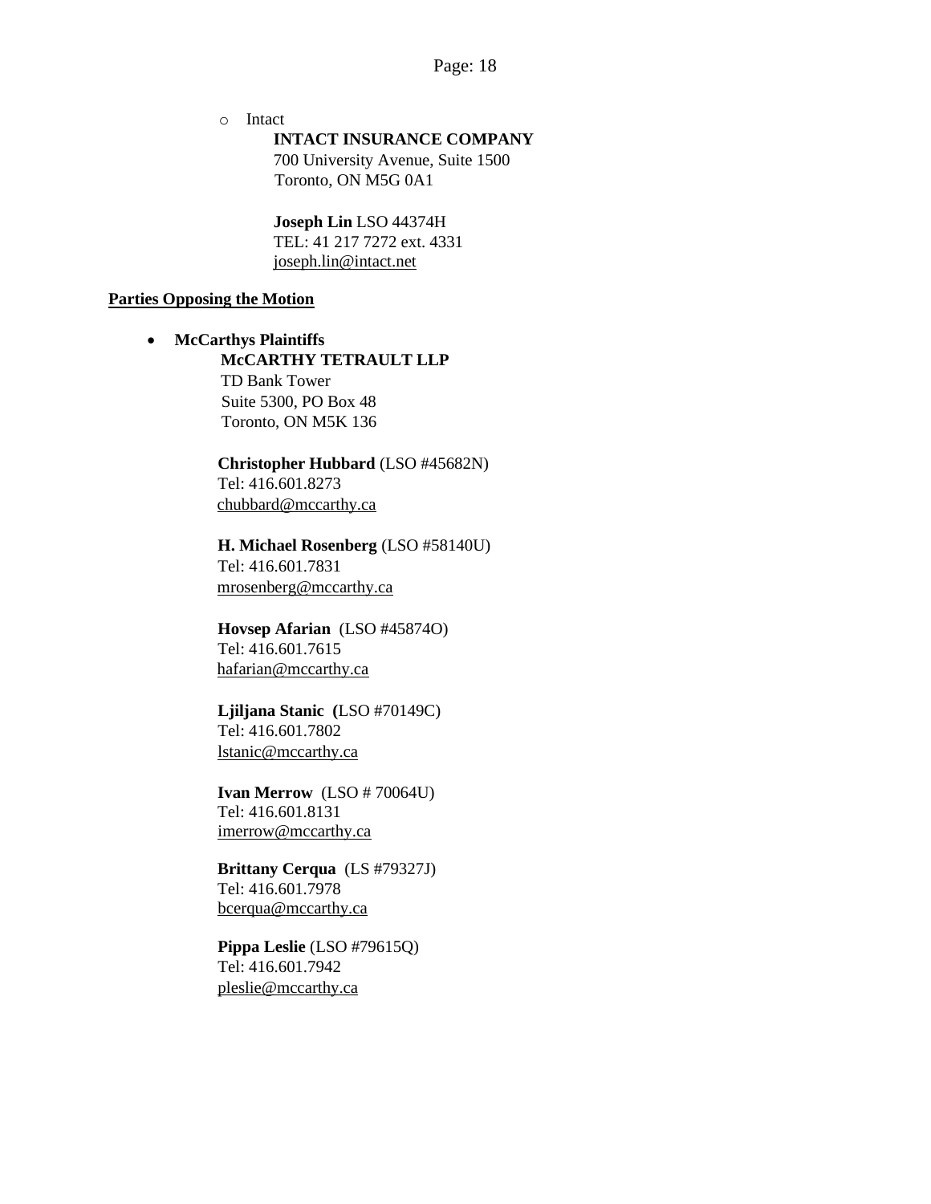- Intact

  **INTACT INSURANCE COMPANY**
  700 University Avenue, Suite 1500
  Toronto, ON M5G 0A1

  **Joseph Lin** LSO 44374H
  TEL: 41 217 7272 ext. 4331
  joseph.lin@intact.net

**Parties Opposing the Motion**

- **McCarthys Plaintiffs**

  **McCARTHY TETRAULT LLP**
  TD Bank Tower
  Suite 5300, PO Box 48
  Toronto, ON M5K 136

  **Christopher Hubbard** (LSO #45682N)
  Tel: 416.601.8273
  chubbard@mccarthy.ca

  **H. Michael Rosenberg** (LSO #58140U)
  Tel: 416.601.7831
  mrosenberg@mccarthy.ca

  **Hovsep Afarian** (LSO #45874O)
  Tel: 416.601.7615
  hafarian@mccarthy.ca

  **Ljiljana Stanic (**LSO #70149C)
  Tel: 416.601.7802
  lstanic@mccarthy.ca

  **Ivan Merrow** (LSO # 70064U)
  Tel: 416.601.8131
  imerrow@mccarthy.ca

  **Brittany Cerqua** (LS #79327J)
  Tel: 416.601.7978
  bcerqua@mccarthy.ca

  **Pippa Leslie** (LSO #79615Q)
  Tel: 416.601.7942
  pleslie@mccarthy.ca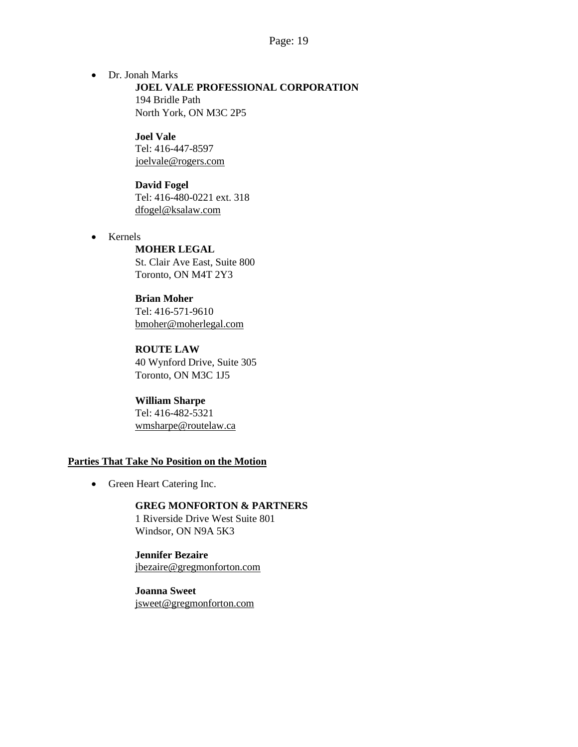- Dr. Jonah Marks

  **JOEL VALE PROFESSIONAL CORPORATION**
  194 Bridle Path
  North York, ON M3C 2P5

  **Joel Vale**
  Tel: 416-447-8597
  joelvale@rogers.com

  **David Fogel**
  Tel: 416-480-0221 ext. 318
  dfogel@ksalaw.com

- Kernels

  **MOHER LEGAL**
  St. Clair Ave East, Suite 800
  Toronto, ON M4T 2Y3

  **Brian Moher**
  Tel: 416-571-9610
  bmoher@moherlegal.com

  **ROUTE LAW**
  40 Wynford Drive, Suite 305
  Toronto, ON M3C 1J5

  **William Sharpe**
  Tel: 416-482-5321
  wmsharpe@routelaw.ca

**Parties That Take No Position on the Motion**

- Green Heart Catering Inc.

  **GREG MONFORTON & PARTNERS**
  1 Riverside Drive West Suite 801
  Windsor, ON N9A 5K3

  **Jennifer Bezaire**
  jbezaire@gregmonforton.com

  **Joanna Sweet**
  jsweet@gregmonforton.com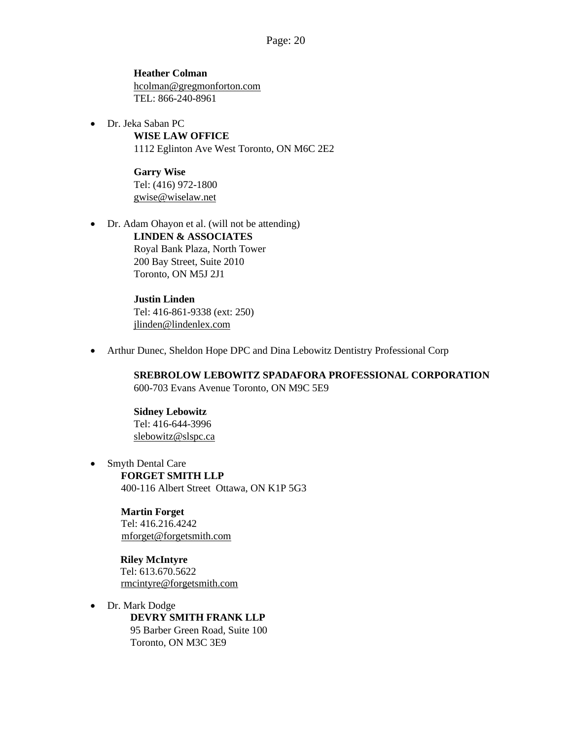**Heather Colman**
hcolman@gregmonforton.com
TEL: 866-240-8961

- Dr. Jeka Saban PC

  **WISE LAW OFFICE**
  1112 Eglinton Ave West Toronto, ON M6C 2E2

  **Garry Wise**
  Tel: (416) 972-1800
  gwise@wiselaw.net

- Dr. Adam Ohayon et al. (will not be attending)

  **LINDEN & ASSOCIATES**
  Royal Bank Plaza, North Tower
  200 Bay Street, Suite 2010
  Toronto, ON M5J 2J1

  **Justin Linden**
  Tel: 416-861-9338 (ext: 250)
  jlinden@lindenlex.com

- Arthur Dunec, Sheldon Hope DPC and Dina Lebowitz Dentistry Professional Corp

  **SREBROLOW LEBOWITZ SPADAFORA PROFESSIONAL CORPORATION**
  600-703 Evans Avenue Toronto, ON M9C 5E9

  **Sidney Lebowitz**
  Tel: 416-644-3996
  slebowitz@slspc.ca

- Smyth Dental Care

  **FORGET SMITH LLP**
  400-116 Albert Street Ottawa, ON K1P 5G3

  **Martin Forget**
  Tel: 416.216.4242
  mforget@forgetsmith.com

  **Riley McIntyre**
  Tel: 613.670.5622
  rmcintyre@forgetsmith.com

- Dr. Mark Dodge

  **DEVRY SMITH FRANK LLP**
  95 Barber Green Road, Suite 100
  Toronto, ON M3C 3E9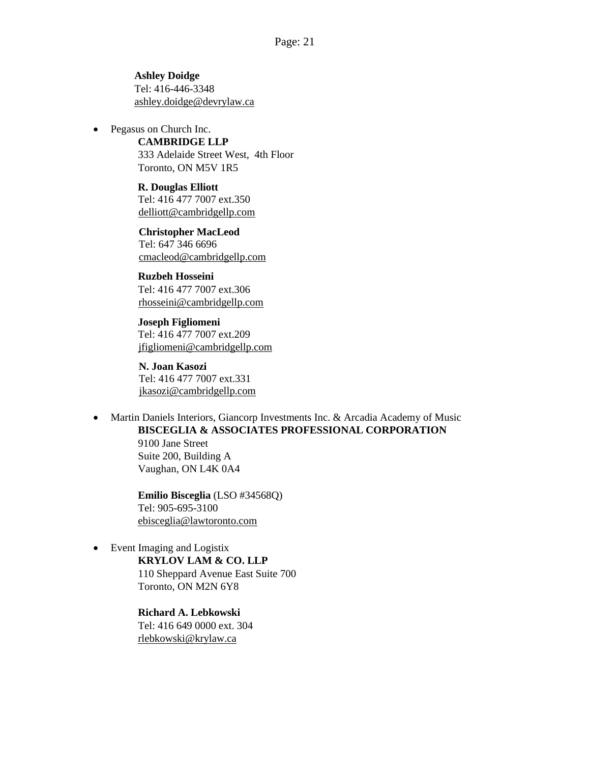**Ashley Doidge**
Tel: 416-446-3348
ashley.doidge@devrylaw.ca

- Pegasus on Church Inc.

  **CAMBRIDGE LLP**
  333 Adelaide Street West, 4th Floor
  Toronto, ON M5V 1R5

  **R. Douglas Elliott**
  Tel: 416 477 7007 ext.350
  delliott@cambridgellp.com

  **Christopher MacLeod**
  Tel: 647 346 6696
  cmacleod@cambridgellp.com

  **Ruzbeh Hosseini**
  Tel: 416 477 7007 ext.306
  rhosseini@cambridgellp.com

  **Joseph Figliomeni**
  Tel: 416 477 7007 ext.209
  jfigliomeni@cambridgellp.com

  **N. Joan Kasozi**
  Tel: 416 477 7007 ext.331
  jkasozi@cambridgellp.com

- Martin Daniels Interiors, Giancorp Investments Inc. & Arcadia Academy of Music

  **BISCEGLIA & ASSOCIATES PROFESSIONAL CORPORATION**
  9100 Jane Street
  Suite 200, Building A
  Vaughan, ON L4K 0A4

  **Emilio Bisceglia** (LSO #34568Q)
  Tel: 905-695-3100
  ebisceglia@lawtoronto.com

- Event Imaging and Logistix

  **KRYLOV LAM & CO. LLP**
  110 Sheppard Avenue East Suite 700
  Toronto, ON M2N 6Y8

  **Richard A. Lebkowski**
  Tel: 416 649 0000 ext. 304
  rlebkowski@krylaw.ca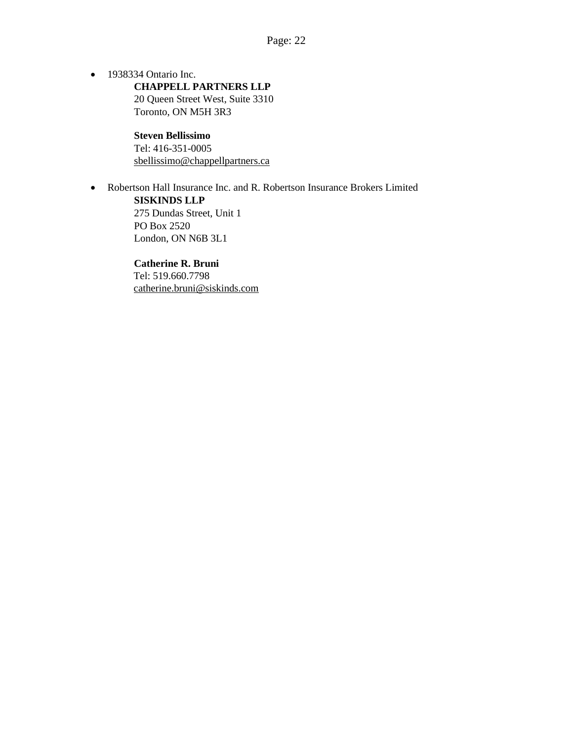- 1938334 Ontario Inc.

  **CHAPPELL PARTNERS LLP**
  20 Queen Street West, Suite 3310
  Toronto, ON M5H 3R3

  **Steven Bellissimo**
  Tel: 416-351-0005
  sbellissimo@chappellpartners.ca

- Robertson Hall Insurance Inc. and R. Robertson Insurance Brokers Limited

  **SISKINDS LLP**
  275 Dundas Street, Unit 1
  PO Box 2520
  London, ON N6B 3L1

  **Catherine R. Bruni**
  Tel: 519.660.7798
  catherine.bruni@siskinds.com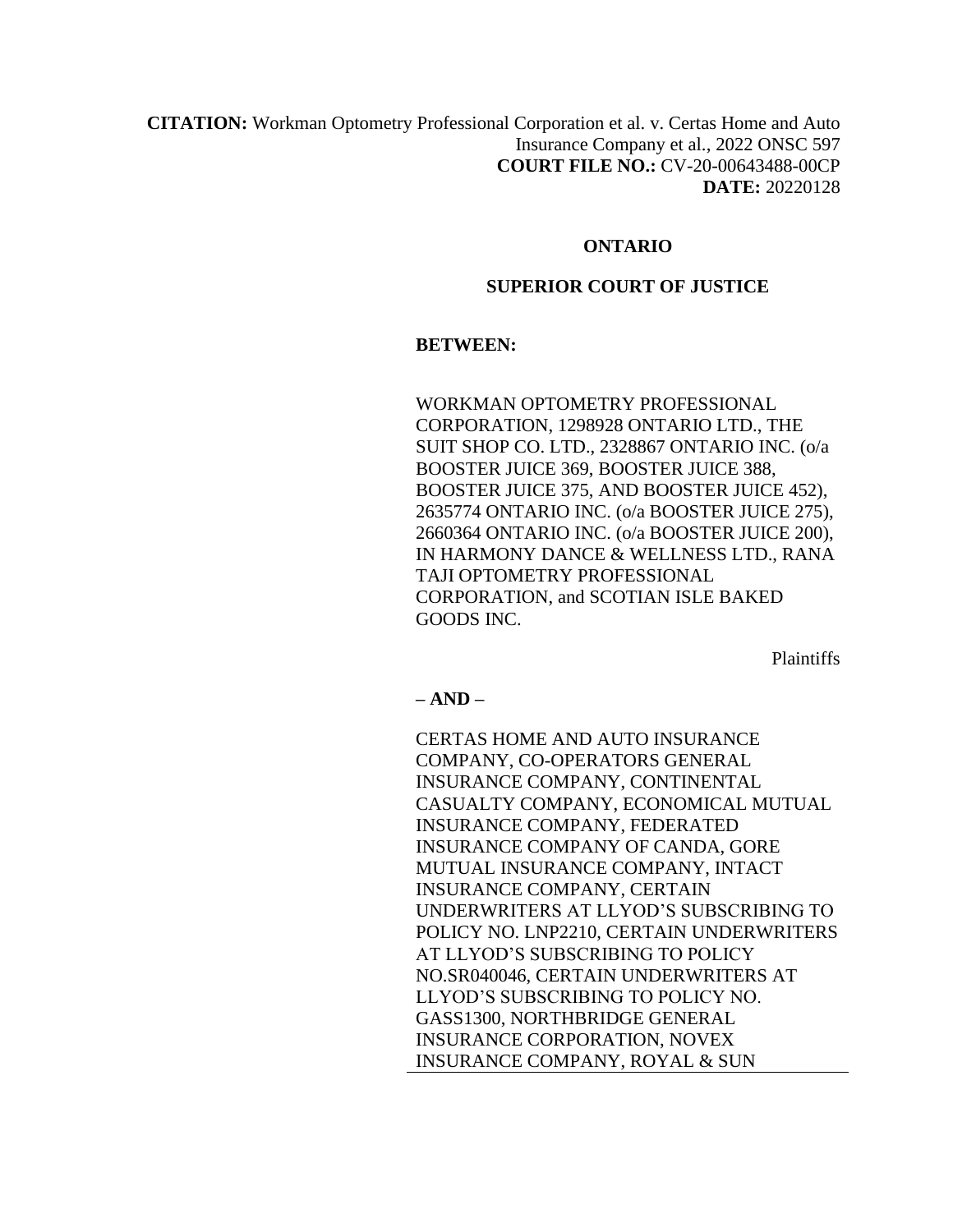**CITATION:** Workman Optometry Professional Corporation et al. v. Certas Home and Auto Insurance Company et al., 2022 ONSC 597
**COURT FILE NO.:** CV-20-00643488-00CP
**DATE:** 20220128

**ONTARIO**

**SUPERIOR COURT OF JUSTICE**

**BETWEEN:**

WORKMAN OPTOMETRY PROFESSIONAL CORPORATION, 1298928 ONTARIO LTD., THE SUIT SHOP CO. LTD., 2328867 ONTARIO INC. (o/a BOOSTER JUICE 369, BOOSTER JUICE 388, BOOSTER JUICE 375, AND BOOSTER JUICE 452), 2635774 ONTARIO INC. (o/a BOOSTER JUICE 275), 2660364 ONTARIO INC. (o/a BOOSTER JUICE 200), IN HARMONY DANCE & WELLNESS LTD., RANA TAJI OPTOMETRY PROFESSIONAL CORPORATION, and SCOTIAN ISLE BAKED GOODS INC.

Plaintiffs

**– AND –**

CERTAS HOME AND AUTO INSURANCE COMPANY, CO-OPERATORS GENERAL INSURANCE COMPANY, CONTINENTAL CASUALTY COMPANY, ECONOMICAL MUTUAL INSURANCE COMPANY, FEDERATED INSURANCE COMPANY OF CANDA, GORE MUTUAL INSURANCE COMPANY, INTACT INSURANCE COMPANY, CERTAIN UNDERWRITERS AT LLYOD'S SUBSCRIBING TO POLICY NO. LNP2210, CERTAIN UNDERWRITERS AT LLYOD'S SUBSCRIBING TO POLICY NO.SR040046, CERTAIN UNDERWRITERS AT LLYOD'S SUBSCRIBING TO POLICY NO. GASS1300, NORTHBRIDGE GENERAL INSURANCE CORPORATION, NOVEX INSURANCE COMPANY, ROYAL & SUN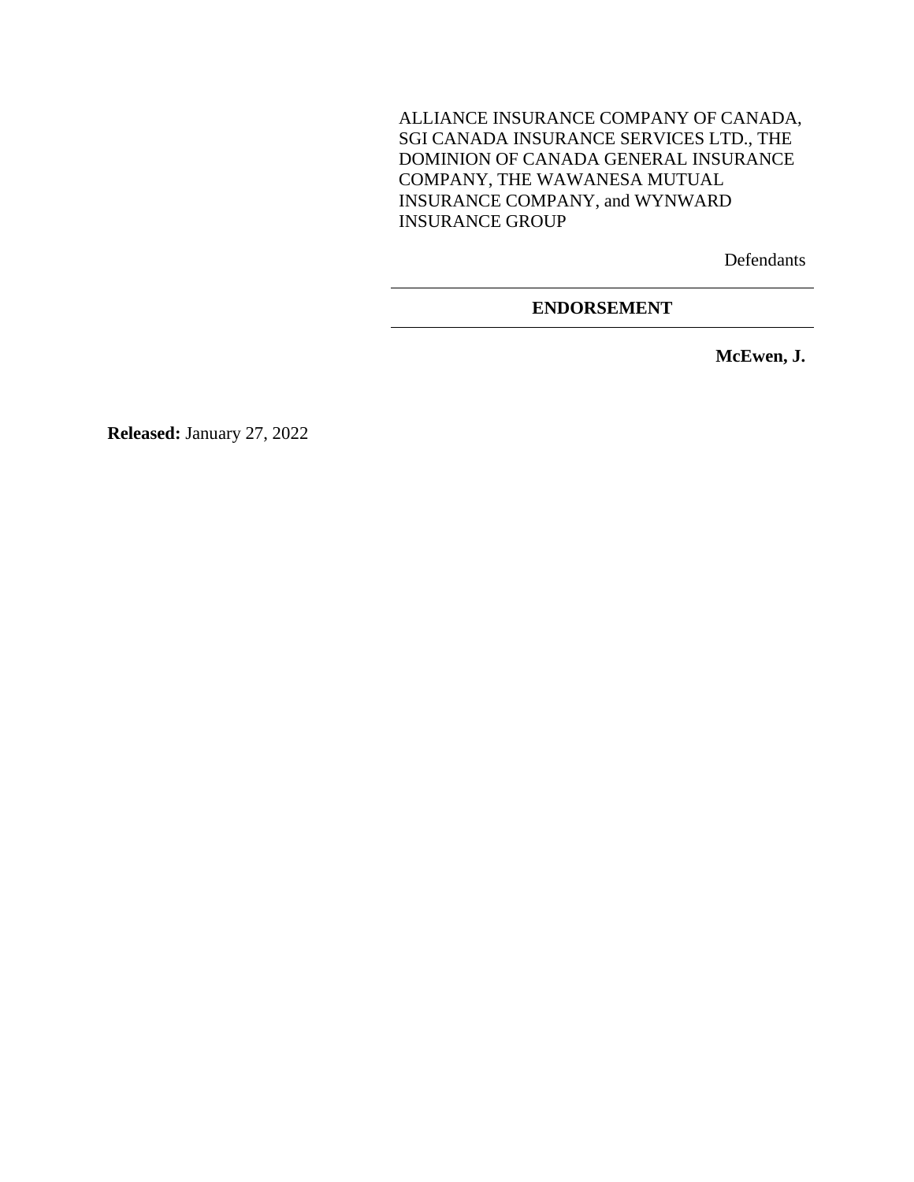ALLIANCE INSURANCE COMPANY OF CANADA, SGI CANADA INSURANCE SERVICES LTD., THE DOMINION OF CANADA GENERAL INSURANCE COMPANY, THE WAWANESA MUTUAL INSURANCE COMPANY, and WYNWARD INSURANCE GROUP

Defendants

---

**ENDORSEMENT**

---

**McEwen, J.**

**Released:** January 27, 2022